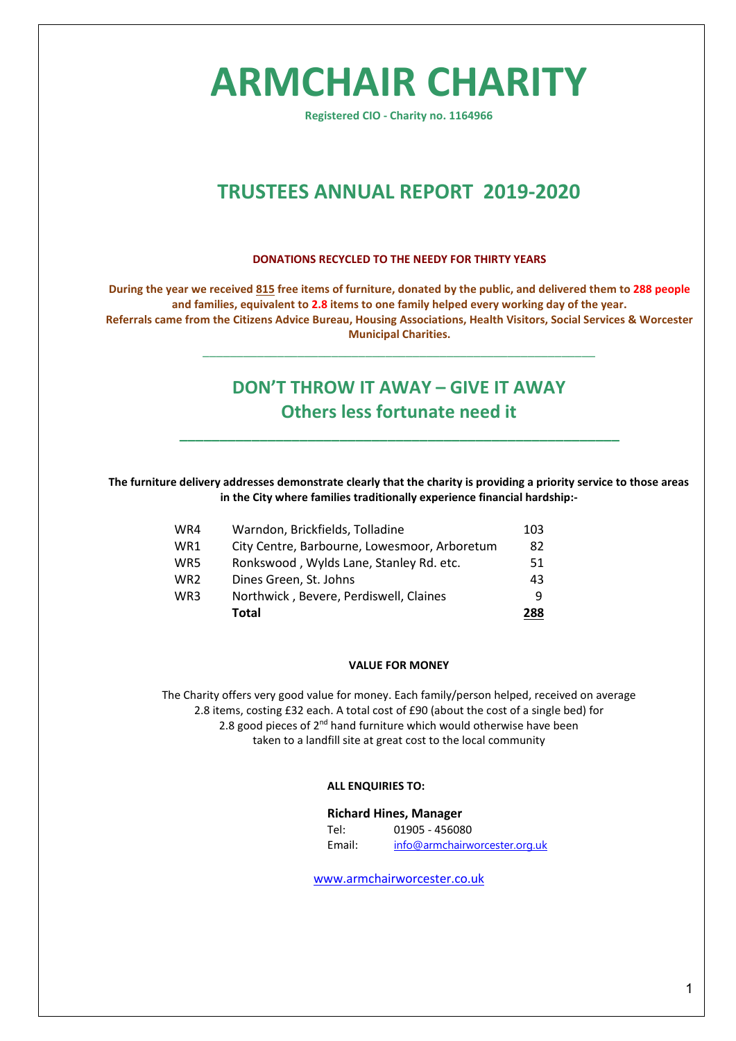# ARMCHAIR CHARITY

**Registered CIO - Charity no. 1164966**

## TRUSTEES ANNUAL REPORT 2019-2020

**DONATIONS RECYCLED TO THE NEEDY FOR THIRTY YEARS**

**During the year we received 815 free items of furniture, donated by the public, and delivered them to 288 people and families, equivalent to 2.8 items to one family helped every working day of the year. Referrals came from the Citizens Advice Bureau, Housing Associations, Health Visitors, Social Services & Worcester Municipal Charities.**

---

## DON'T THROW IT AWAY – GIVE IT AWAY
## Others less fortunate need it

---

**The furniture delivery addresses demonstrate clearly that the charity is providing a priority service to those areas in the City where families traditionally experience financial hardship:-**

| | | |
|---|---|---|
| WR4 | Warndon, Brickfields, Tolladine | 103 |
| WR1 | City Centre, Barbourne, Lowesmoor, Arboretum | 82 |
| WR5 | Ronkswood , Wylds Lane, Stanley Rd. etc. | 51 |
| WR2 | Dines Green, St. Johns | 43 |
| WR3 | Northwick , Bevere, Perdiswell, Claines | 9 |
| | **Total** | **288** |

**VALUE FOR MONEY**

The Charity offers very good value for money. Each family/person helped, received on average 2.8 items, costing £32 each. A total cost of £90 (about the cost of a single bed) for 2.8 good pieces of 2nd hand furniture which would otherwise have been taken to a landfill site at great cost to the local community

**ALL ENQUIRIES TO:**

**Richard Hines, Manager**
Tel: 01905 - 456080
Email: info@armchairworcester.org.uk

www.armchairworcester.co.uk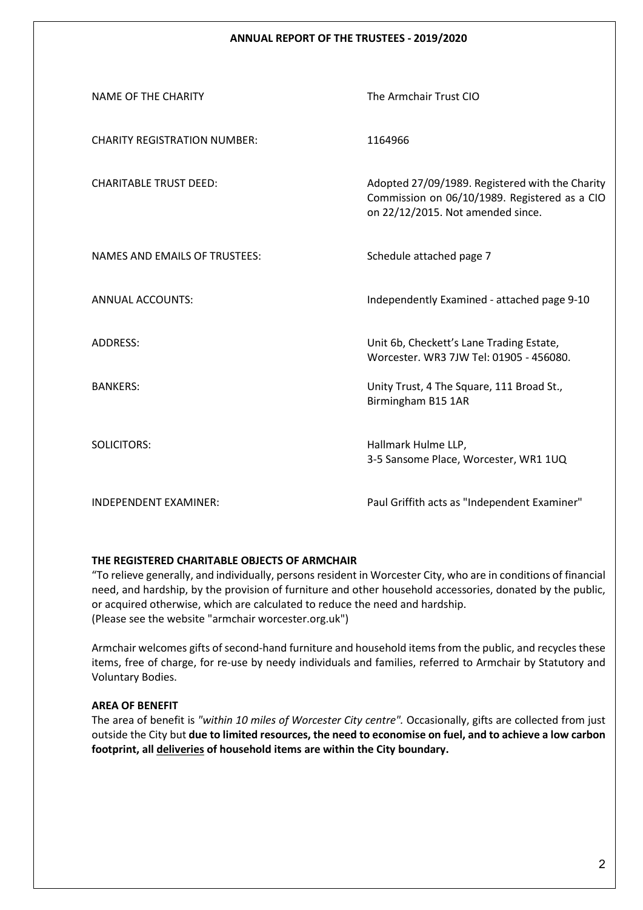## ANNUAL REPORT OF THE TRUSTEES - 2019/2020

| | |
|---|---|
| NAME OF THE CHARITY | The Armchair Trust CIO |
| CHARITY REGISTRATION NUMBER: | 1164966 |
| CHARITABLE TRUST DEED: | Adopted 27/09/1989. Registered with the Charity Commission on 06/10/1989. Registered as a CIO on 22/12/2015. Not amended since. |
| NAMES AND EMAILS OF TRUSTEES: | Schedule attached page 7 |
| ANNUAL ACCOUNTS: | Independently Examined - attached page 9-10 |
| ADDRESS: | Unit 6b, Checkett's Lane Trading Estate, Worcester. WR3 7JW Tel: 01905 - 456080. |
| BANKERS: | Unity Trust, 4 The Square, 111 Broad St., Birmingham B15 1AR |
| SOLICITORS: | Hallmark Hulme LLP, 3-5 Sansome Place, Worcester, WR1 1UQ |
| INDEPENDENT EXAMINER: | Paul Griffith acts as "Independent Examiner" |

**THE REGISTERED CHARITABLE OBJECTS OF ARMCHAIR**

"To relieve generally, and individually, persons resident in Worcester City, who are in conditions of financial need, and hardship, by the provision of furniture and other household accessories, donated by the public, or acquired otherwise, which are calculated to reduce the need and hardship.
(Please see the website "armchair worcester.org.uk")

Armchair welcomes gifts of second-hand furniture and household items from the public, and recycles these items, free of charge, for re-use by needy individuals and families, referred to Armchair by Statutory and Voluntary Bodies.

**AREA OF BENEFIT**

The area of benefit is *"within 10 miles of Worcester City centre".* Occasionally, gifts are collected from just outside the City but **due to limited resources, the need to economise on fuel, and to achieve a low carbon footprint, all <u>deliveries</u> of household items are within the City boundary.**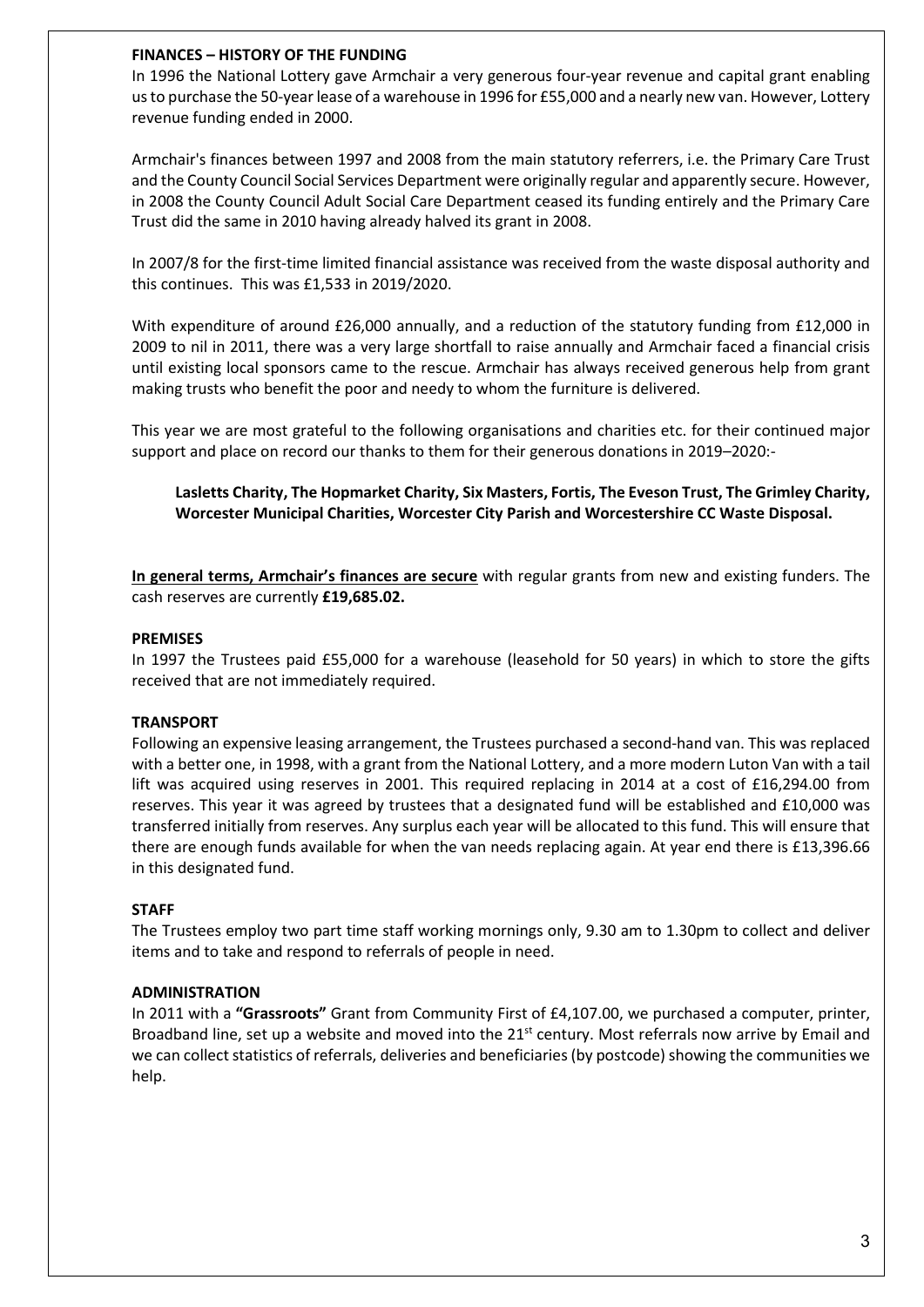**FINANCES – HISTORY OF THE FUNDING**

In 1996 the National Lottery gave Armchair a very generous four-year revenue and capital grant enabling us to purchase the 50-year lease of a warehouse in 1996 for £55,000 and a nearly new van. However, Lottery revenue funding ended in 2000.

Armchair's finances between 1997 and 2008 from the main statutory referrers, i.e. the Primary Care Trust and the County Council Social Services Department were originally regular and apparently secure. However, in 2008 the County Council Adult Social Care Department ceased its funding entirely and the Primary Care Trust did the same in 2010 having already halved its grant in 2008.

In 2007/8 for the first-time limited financial assistance was received from the waste disposal authority and this continues. This was £1,533 in 2019/2020.

With expenditure of around £26,000 annually, and a reduction of the statutory funding from £12,000 in 2009 to nil in 2011, there was a very large shortfall to raise annually and Armchair faced a financial crisis until existing local sponsors came to the rescue. Armchair has always received generous help from grant making trusts who benefit the poor and needy to whom the furniture is delivered.

This year we are most grateful to the following organisations and charities etc. for their continued major support and place on record our thanks to them for their generous donations in 2019–2020:-

> **Lasletts Charity, The Hopmarket Charity, Six Masters, Fortis, The Eveson Trust, The Grimley Charity, Worcester Municipal Charities, Worcester City Parish and Worcestershire CC Waste Disposal.**

**In general terms, Armchair's finances are secure** with regular grants from new and existing funders. The cash reserves are currently **£19,685.02.**

**PREMISES**

In 1997 the Trustees paid £55,000 for a warehouse (leasehold for 50 years) in which to store the gifts received that are not immediately required.

**TRANSPORT**

Following an expensive leasing arrangement, the Trustees purchased a second-hand van. This was replaced with a better one, in 1998, with a grant from the National Lottery, and a more modern Luton Van with a tail lift was acquired using reserves in 2001. This required replacing in 2014 at a cost of £16,294.00 from reserves. This year it was agreed by trustees that a designated fund will be established and £10,000 was transferred initially from reserves. Any surplus each year will be allocated to this fund. This will ensure that there are enough funds available for when the van needs replacing again. At year end there is £13,396.66 in this designated fund.

**STAFF**

The Trustees employ two part time staff working mornings only, 9.30 am to 1.30pm to collect and deliver items and to take and respond to referrals of people in need.

**ADMINISTRATION**

In 2011 with a **"Grassroots"** Grant from Community First of £4,107.00, we purchased a computer, printer, Broadband line, set up a website and moved into the 21st century. Most referrals now arrive by Email and we can collect statistics of referrals, deliveries and beneficiaries (by postcode) showing the communities we help.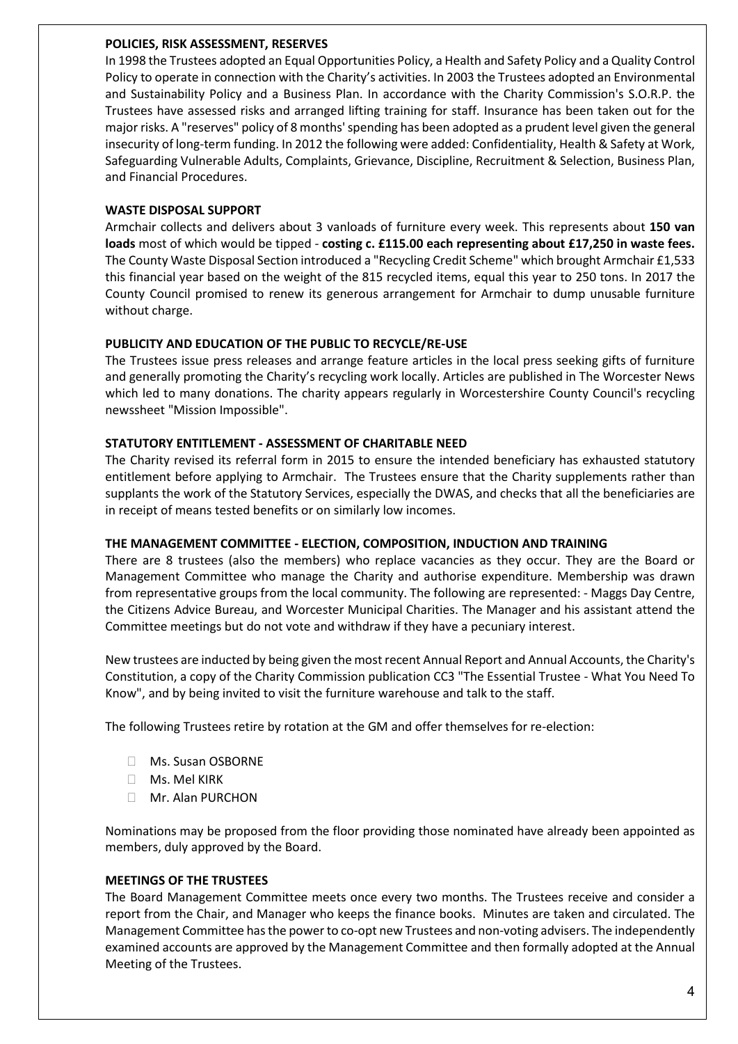**POLICIES, RISK ASSESSMENT, RESERVES**

In 1998 the Trustees adopted an Equal Opportunities Policy, a Health and Safety Policy and a Quality Control Policy to operate in connection with the Charity's activities. In 2003 the Trustees adopted an Environmental and Sustainability Policy and a Business Plan. In accordance with the Charity Commission's S.O.R.P. the Trustees have assessed risks and arranged lifting training for staff. Insurance has been taken out for the major risks. A "reserves" policy of 8 months' spending has been adopted as a prudent level given the general insecurity of long-term funding. In 2012 the following were added: Confidentiality, Health & Safety at Work, Safeguarding Vulnerable Adults, Complaints, Grievance, Discipline, Recruitment & Selection, Business Plan, and Financial Procedures.

**WASTE DISPOSAL SUPPORT**

Armchair collects and delivers about 3 vanloads of furniture every week. This represents about **150 van loads** most of which would be tipped - **costing c. £115.00 each representing about £17,250 in waste fees.** The County Waste Disposal Section introduced a "Recycling Credit Scheme" which brought Armchair £1,533 this financial year based on the weight of the 815 recycled items, equal this year to 250 tons. In 2017 the County Council promised to renew its generous arrangement for Armchair to dump unusable furniture without charge.

**PUBLICITY AND EDUCATION OF THE PUBLIC TO RECYCLE/RE-USE**

The Trustees issue press releases and arrange feature articles in the local press seeking gifts of furniture and generally promoting the Charity's recycling work locally. Articles are published in The Worcester News which led to many donations. The charity appears regularly in Worcestershire County Council's recycling newssheet "Mission Impossible".

**STATUTORY ENTITLEMENT - ASSESSMENT OF CHARITABLE NEED**

The Charity revised its referral form in 2015 to ensure the intended beneficiary has exhausted statutory entitlement before applying to Armchair. The Trustees ensure that the Charity supplements rather than supplants the work of the Statutory Services, especially the DWAS, and checks that all the beneficiaries are in receipt of means tested benefits or on similarly low incomes.

**THE MANAGEMENT COMMITTEE - ELECTION, COMPOSITION, INDUCTION AND TRAINING**

There are 8 trustees (also the members) who replace vacancies as they occur. They are the Board or Management Committee who manage the Charity and authorise expenditure. Membership was drawn from representative groups from the local community. The following are represented: - Maggs Day Centre, the Citizens Advice Bureau, and Worcester Municipal Charities. The Manager and his assistant attend the Committee meetings but do not vote and withdraw if they have a pecuniary interest.

New trustees are inducted by being given the most recent Annual Report and Annual Accounts, the Charity's Constitution, a copy of the Charity Commission publication CC3 "The Essential Trustee - What You Need To Know", and by being invited to visit the furniture warehouse and talk to the staff.

The following Trustees retire by rotation at the GM and offer themselves for re-election:

- Ms. Susan OSBORNE
- Ms. Mel KIRK
- Mr. Alan PURCHON

Nominations may be proposed from the floor providing those nominated have already been appointed as members, duly approved by the Board.

**MEETINGS OF THE TRUSTEES**

The Board Management Committee meets once every two months. The Trustees receive and consider a report from the Chair, and Manager who keeps the finance books. Minutes are taken and circulated. The Management Committee has the power to co-opt new Trustees and non-voting advisers. The independently examined accounts are approved by the Management Committee and then formally adopted at the Annual Meeting of the Trustees.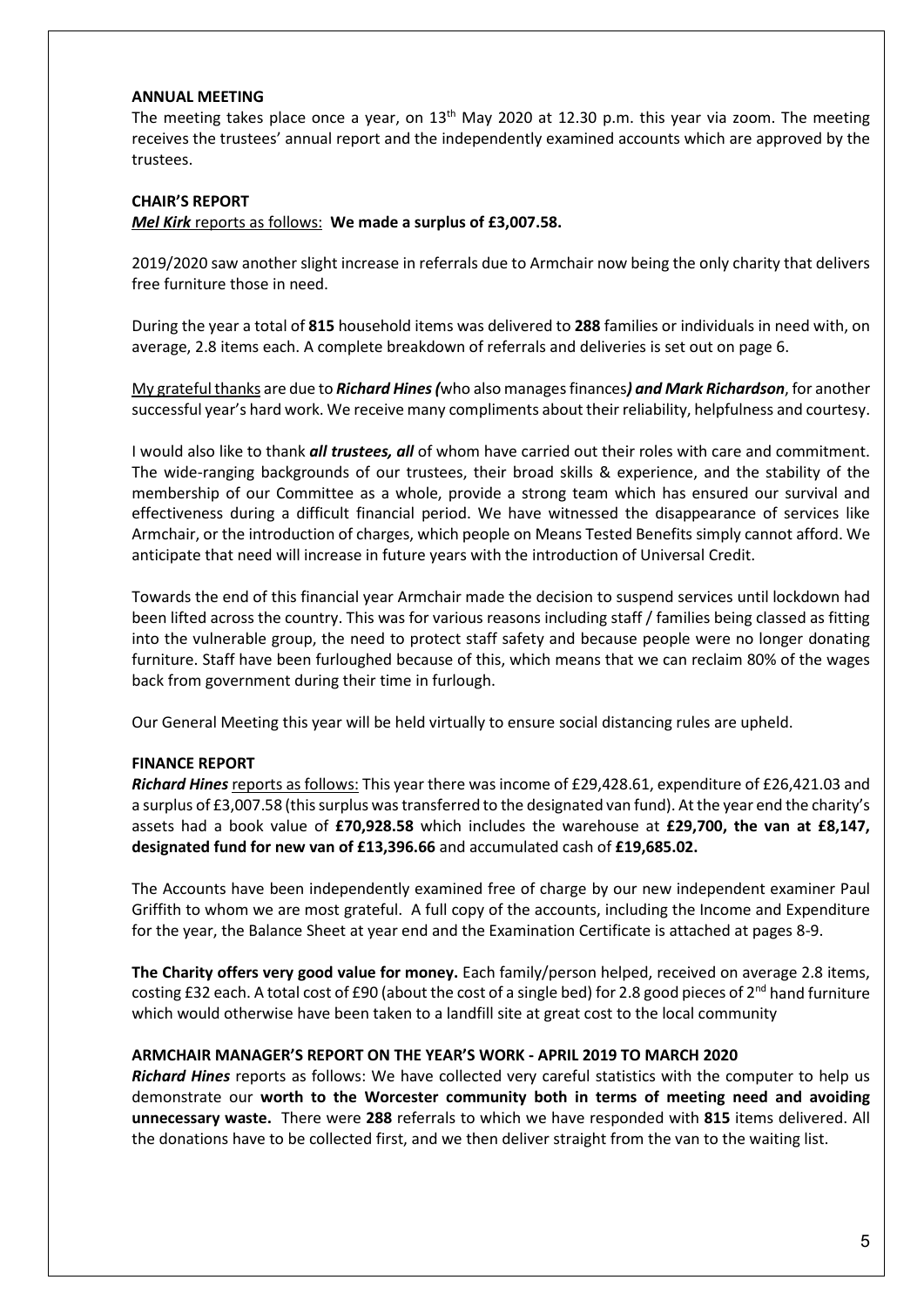## ANNUAL MEETING

The meeting takes place once a year, on 13th May 2020 at 12.30 p.m. this year via zoom. The meeting receives the trustees' annual report and the independently examined accounts which are approved by the trustees.

## CHAIR'S REPORT

***Mel Kirk*** reports as follows: **We made a surplus of £3,007.58.**

2019/2020 saw another slight increase in referrals due to Armchair now being the only charity that delivers free furniture those in need.

During the year a total of **815** household items was delivered to **288** families or individuals in need with, on average, 2.8 items each. A complete breakdown of referrals and deliveries is set out on page 6.

My grateful thanks are due to ***Richard Hines (****who also manages finances****) and Mark Richardson***, for another successful year's hard work. We receive many compliments about their reliability, helpfulness and courtesy.

I would also like to thank ***all trustees, all*** of whom have carried out their roles with care and commitment. The wide-ranging backgrounds of our trustees, their broad skills & experience, and the stability of the membership of our Committee as a whole, provide a strong team which has ensured our survival and effectiveness during a difficult financial period. We have witnessed the disappearance of services like Armchair, or the introduction of charges, which people on Means Tested Benefits simply cannot afford. We anticipate that need will increase in future years with the introduction of Universal Credit.

Towards the end of this financial year Armchair made the decision to suspend services until lockdown had been lifted across the country. This was for various reasons including staff / families being classed as fitting into the vulnerable group, the need to protect staff safety and because people were no longer donating furniture. Staff have been furloughed because of this, which means that we can reclaim 80% of the wages back from government during their time in furlough.

Our General Meeting this year will be held virtually to ensure social distancing rules are upheld.

## FINANCE REPORT

***Richard Hines*** reports as follows: This year there was income of £29,428.61, expenditure of £26,421.03 and a surplus of £3,007.58 (this surplus was transferred to the designated van fund). At the year end the charity's assets had a book value of **£70,928.58** which includes the warehouse at **£29,700, the van at £8,147, designated fund for new van of £13,396.66** and accumulated cash of **£19,685.02.**

The Accounts have been independently examined free of charge by our new independent examiner Paul Griffith to whom we are most grateful. A full copy of the accounts, including the Income and Expenditure for the year, the Balance Sheet at year end and the Examination Certificate is attached at pages 8-9.

**The Charity offers very good value for money.** Each family/person helped, received on average 2.8 items, costing £32 each. A total cost of £90 (about the cost of a single bed) for 2.8 good pieces of 2nd hand furniture which would otherwise have been taken to a landfill site at great cost to the local community

## ARMCHAIR MANAGER'S REPORT ON THE YEAR'S WORK - APRIL 2019 TO MARCH 2020

***Richard Hines*** reports as follows: We have collected very careful statistics with the computer to help us demonstrate our **worth to the Worcester community both in terms of meeting need and avoiding unnecessary waste.** There were **288** referrals to which we have responded with **815** items delivered. All the donations have to be collected first, and we then deliver straight from the van to the waiting list.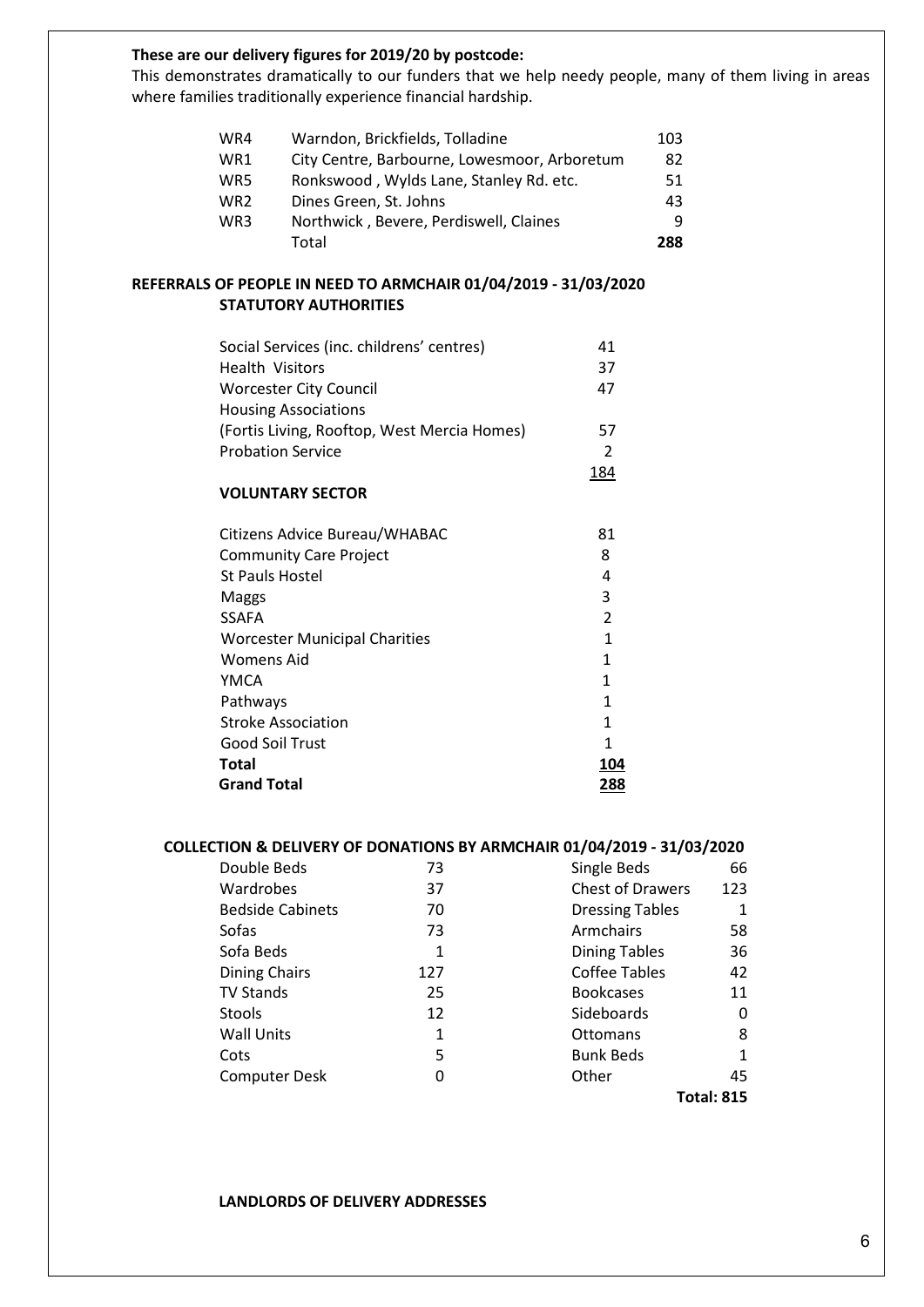**These are our delivery figures for 2019/20 by postcode:**
This demonstrates dramatically to our funders that we help needy people, many of them living in areas where families traditionally experience financial hardship.

| | | |
|---|---|---|
| WR4 | Warndon, Brickfields, Tolladine | 103 |
| WR1 | City Centre, Barbourne, Lowesmoor, Arboretum | 82 |
| WR5 | Ronkswood , Wylds Lane, Stanley Rd. etc. | 51 |
| WR2 | Dines Green, St. Johns | 43 |
| WR3 | Northwick , Bevere, Perdiswell, Claines | 9 |
| | Total | **288** |

## REFERRALS OF PEOPLE IN NEED TO ARMCHAIR 01/04/2019 - 31/03/2020

### STATUTORY AUTHORITIES

| | |
|---|---|
| Social Services (inc. childrens' centres) | 41 |
| Health Visitors | 37 |
| Worcester City Council | 47 |
| Housing Associations (Fortis Living, Rooftop, West Mercia Homes) | 57 |
| Probation Service | 2 |
| | 184 |

### VOLUNTARY SECTOR

| | |
|---|---|
| Citizens Advice Bureau/WHABAC | 81 |
| Community Care Project | 8 |
| St Pauls Hostel | 4 |
| Maggs | 3 |
| SSAFA | 2 |
| Worcester Municipal Charities | 1 |
| Womens Aid | 1 |
| YMCA | 1 |
| Pathways | 1 |
| Stroke Association | 1 |
| Good Soil Trust | 1 |
| **Total** | **104** |
| **Grand Total** | **288** |

## COLLECTION & DELIVERY OF DONATIONS BY ARMCHAIR 01/04/2019 - 31/03/2020

| | | | |
|---|---|---|---|
| Double Beds | 73 | Single Beds | 66 |
| Wardrobes | 37 | Chest of Drawers | 123 |
| Bedside Cabinets | 70 | Dressing Tables | 1 |
| Sofas | 73 | Armchairs | 58 |
| Sofa Beds | 1 | Dining Tables | 36 |
| Dining Chairs | 127 | Coffee Tables | 42 |
| TV Stands | 25 | Bookcases | 11 |
| Stools | 12 | Sideboards | 0 |
| Wall Units | 1 | Ottomans | 8 |
| Cots | 5 | Bunk Beds | 1 |
| Computer Desk | 0 | Other | 45 |
| | | | **Total: 815** |

**LANDLORDS OF DELIVERY ADDRESSES**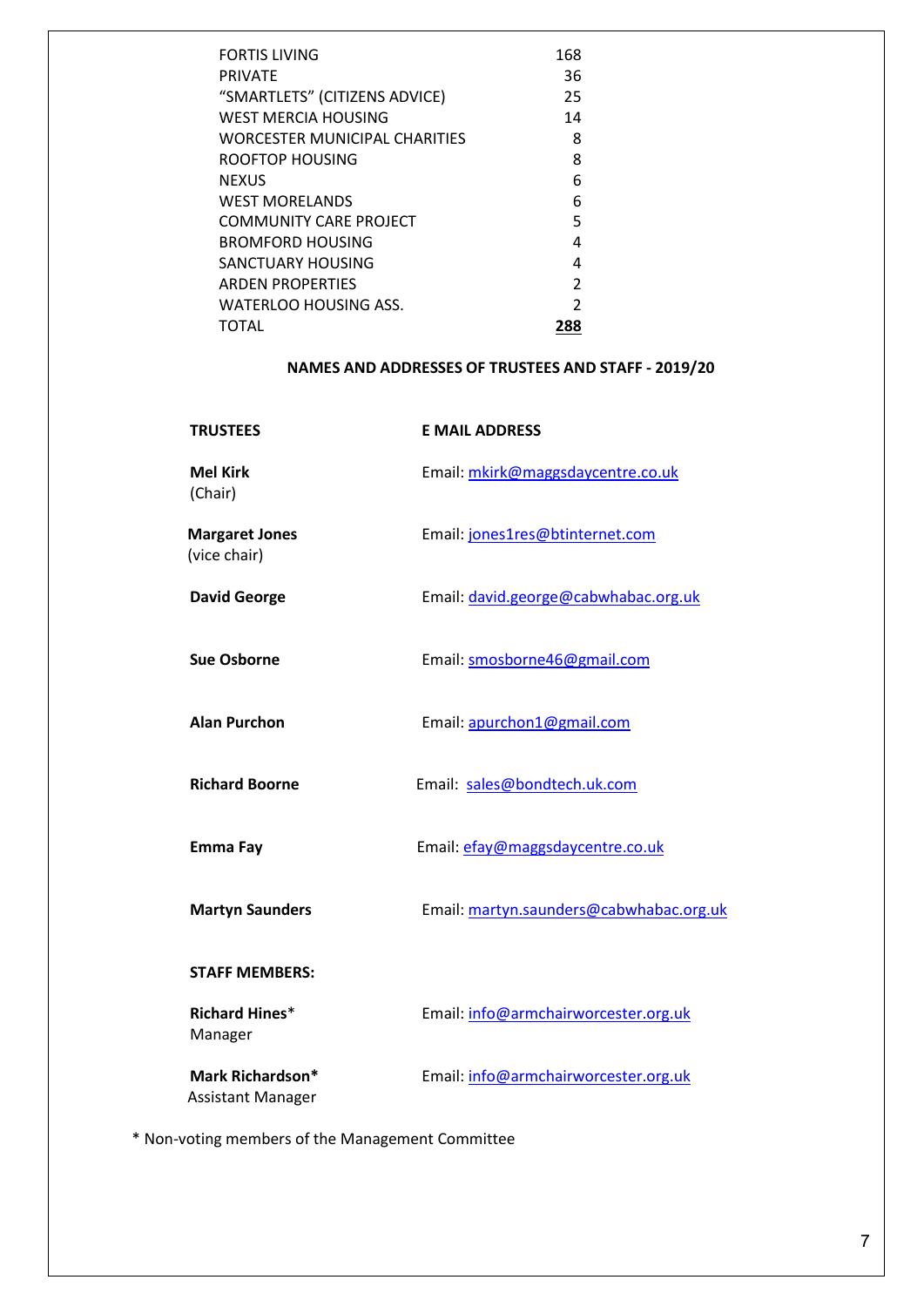| | |
|---|---|
| FORTIS LIVING | 168 |
| PRIVATE | 36 |
| "SMARTLETS" (CITIZENS ADVICE) | 25 |
| WEST MERCIA HOUSING | 14 |
| WORCESTER MUNICIPAL CHARITIES | 8 |
| ROOFTOP HOUSING | 8 |
| NEXUS | 6 |
| WEST MORELANDS | 6 |
| COMMUNITY CARE PROJECT | 5 |
| BROMFORD HOUSING | 4 |
| SANCTUARY HOUSING | 4 |
| ARDEN PROPERTIES | 2 |
| WATERLOO HOUSING ASS. | 2 |
| TOTAL | **288** |

## NAMES AND ADDRESSES OF TRUSTEES AND STAFF - 2019/20

| **TRUSTEES** | **E MAIL ADDRESS** |
|---|---|
| **Mel Kirk** (Chair) | Email: mkirk@maggsdaycentre.co.uk |
| **Margaret Jones** (vice chair) | Email: jones1res@btinternet.com |
| **David George** | Email: david.george@cabwhabac.org.uk |
| **Sue Osborne** | Email: smosborne46@gmail.com |
| **Alan Purchon** | Email: apurchon1@gmail.com |
| **Richard Boorne** | Email: sales@bondtech.uk.com |
| **Emma Fay** | Email: efay@maggsdaycentre.co.uk |
| **Martyn Saunders** | Email: martyn.saunders@cabwhabac.org.uk |
| **STAFF MEMBERS:** | |
| **Richard Hines*** Manager | Email: info@armchairworcester.org.uk |
| **Mark Richardson*** Assistant Manager | Email: info@armchairworcester.org.uk |

* Non-voting members of the Management Committee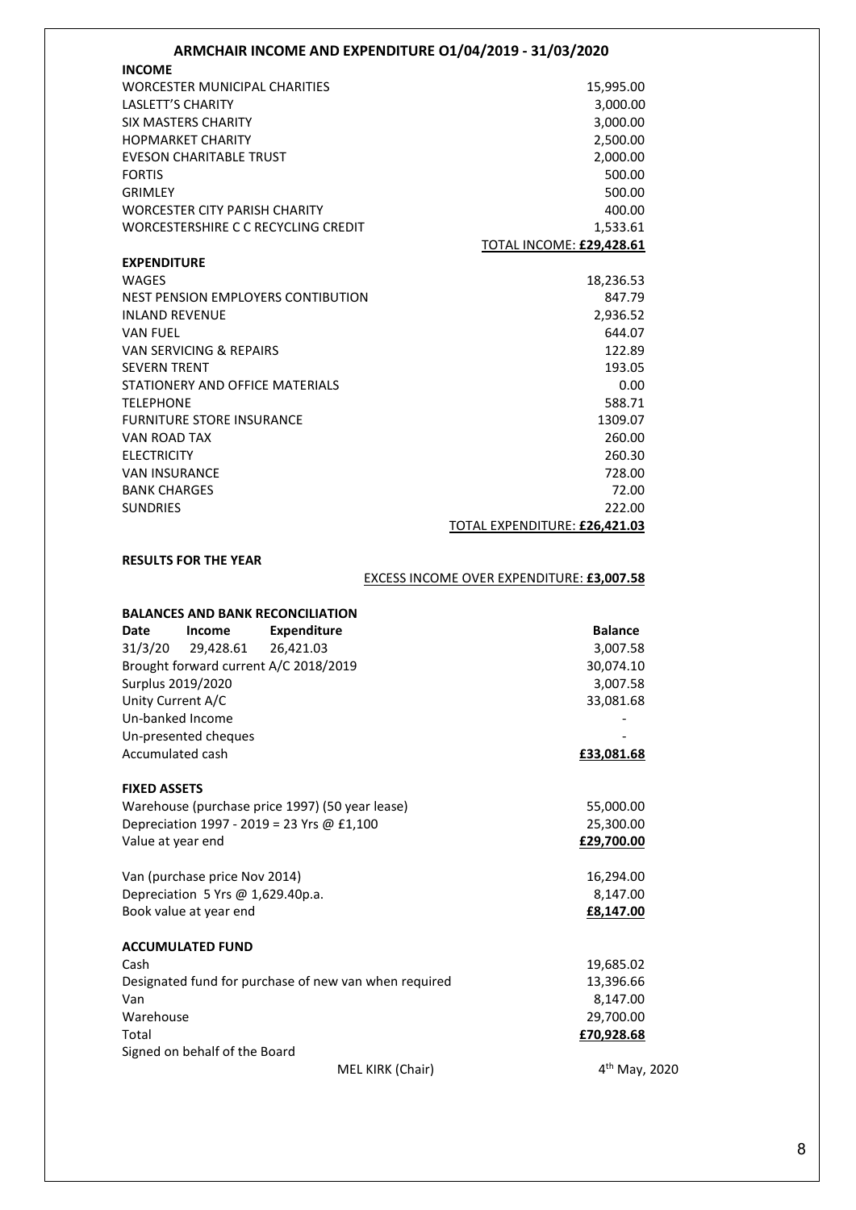# ARMCHAIR INCOME AND EXPENDITURE O1/04/2019 - 31/03/2020

**INCOME**

| | |
|---|---|
| WORCESTER MUNICIPAL CHARITIES | 15,995.00 |
| LASLETT'S CHARITY | 3,000.00 |
| SIX MASTERS CHARITY | 3,000.00 |
| HOPMARKET CHARITY | 2,500.00 |
| EVESON CHARITABLE TRUST | 2,000.00 |
| FORTIS | 500.00 |
| GRIMLEY | 500.00 |
| WORCESTER CITY PARISH CHARITY | 400.00 |
| WORCESTERSHIRE C C RECYCLING CREDIT | 1,533.61 |
| | TOTAL INCOME: **£29,428.61** |

**EXPENDITURE**

| | |
|---|---|
| WAGES | 18,236.53 |
| NEST PENSION EMPLOYERS CONTIBUTION | 847.79 |
| INLAND REVENUE | 2,936.52 |
| VAN FUEL | 644.07 |
| VAN SERVICING & REPAIRS | 122.89 |
| SEVERN TRENT | 193.05 |
| STATIONERY AND OFFICE MATERIALS | 0.00 |
| TELEPHONE | 588.71 |
| FURNITURE STORE INSURANCE | 1309.07 |
| VAN ROAD TAX | 260.00 |
| ELECTRICITY | 260.30 |
| VAN INSURANCE | 728.00 |
| BANK CHARGES | 72.00 |
| SUNDRIES | 222.00 |
| | TOTAL EXPENDITURE: **£26,421.03** |

**RESULTS FOR THE YEAR**

EXCESS INCOME OVER EXPENDITURE: **£3,007.58**

**BALANCES AND BANK RECONCILIATION**

| Date | Income | Expenditure | Balance |
|---|---|---|---|
| 31/3/20 | 29,428.61 | 26,421.03 | 3,007.58 |
| Brought forward current A/C 2018/2019 | | | 30,074.10 |
| Surplus 2019/2020 | | | 3,007.58 |
| Unity Current A/C | | | 33,081.68 |
| Un-banked Income | | | - |
| Un-presented cheques | | | - |
| Accumulated cash | | | **£33,081.68** |

**FIXED ASSETS**

| | |
|---|---|
| Warehouse (purchase price 1997) (50 year lease) | 55,000.00 |
| Depreciation 1997 - 2019 = 23 Yrs @ £1,100 | 25,300.00 |
| Value at year end | **£29,700.00** |
| | |
| Van (purchase price Nov 2014) | 16,294.00 |
| Depreciation 5 Yrs @ 1,629.40p.a. | 8,147.00 |
| Book value at year end | **£8,147.00** |

**ACCUMULATED FUND**

| | |
|---|---|
| Cash | 19,685.02 |
| Designated fund for purchase of new van when required | 13,396.66 |
| Van | 8,147.00 |
| Warehouse | 29,700.00 |
| Total | **£70,928.68** |

Signed on behalf of the Board

MEL KIRK (Chair) 4th May, 2020